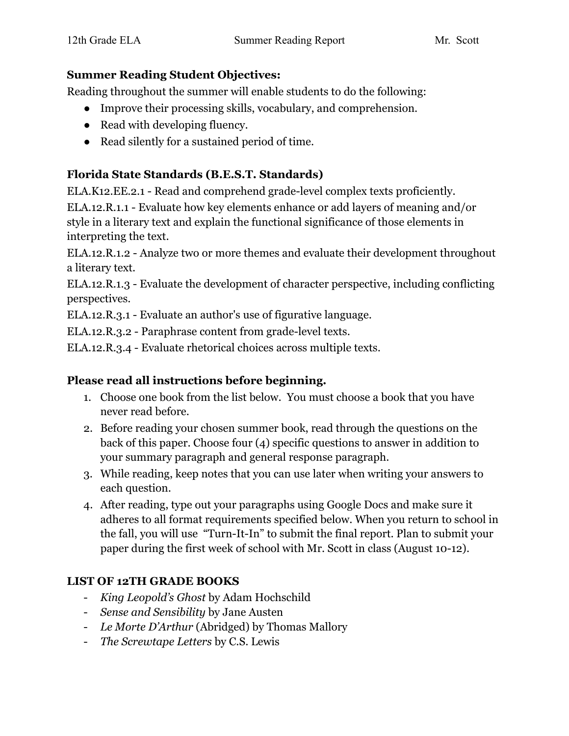**Summer Reading Student Objectives:**

Reading throughout the summer will enable students to do the following:

- Improve their processing skills, vocabulary, and comprehension.
- Read with developing fluency.
- Read silently for a sustained period of time.

**Florida State Standards (B.E.S.T. Standards)**

ELA.K12.EE.2.1 - Read and comprehend grade-level complex texts proficiently.

ELA.12.R.1.1 - Evaluate how key elements enhance or add layers of meaning and/or style in a literary text and explain the functional significance of those elements in interpreting the text.

ELA.12.R.1.2 - Analyze two or more themes and evaluate their development throughout a literary text.

ELA.12.R.1.3 - Evaluate the development of character perspective, including conflicting perspectives.

ELA.12.R.3.1 - Evaluate an author's use of figurative language.

ELA.12.R.3.2 - Paraphrase content from grade-level texts.

ELA.12.R.3.4 - Evaluate rhetorical choices across multiple texts.

**Please read all instructions before beginning.**

1. Choose one book from the list below. You must choose a book that you have never read before.
2. Before reading your chosen summer book, read through the questions on the back of this paper. Choose four (4) specific questions to answer in addition to your summary paragraph and general response paragraph.
3. While reading, keep notes that you can use later when writing your answers to each question.
4. After reading, type out your paragraphs using Google Docs and make sure it adheres to all format requirements specified below. When you return to school in the fall, you will use "Turn-It-In" to submit the final report. Plan to submit your paper during the first week of school with Mr. Scott in class (August 10-12).

**LIST OF 12TH GRADE BOOKS**

- *King Leopold's Ghost* by Adam Hochschild
- *Sense and Sensibility* by Jane Austen
- *Le Morte D'Arthur* (Abridged) by Thomas Mallory
- *The Screwtape Letters* by C.S. Lewis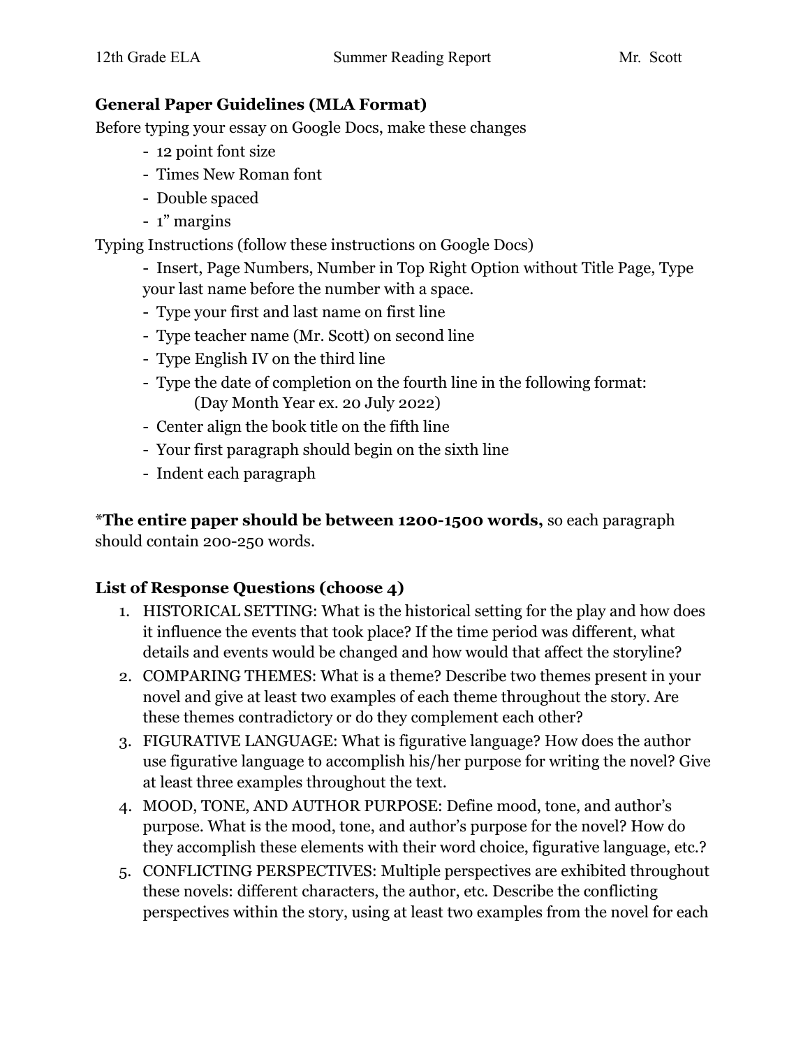**General Paper Guidelines (MLA Format)**

Before typing your essay on Google Docs, make these changes

- 12 point font size
- Times New Roman font
- Double spaced
- 1" margins

Typing Instructions (follow these instructions on Google Docs)

- Insert, Page Numbers, Number in Top Right Option without Title Page, Type your last name before the number with a space.
- Type your first and last name on first line
- Type teacher name (Mr. Scott) on second line
- Type English IV on the third line
- Type the date of completion on the fourth line in the following format:
  (Day Month Year ex. 20 July 2022)
- Center align the book title on the fifth line
- Your first paragraph should begin on the sixth line
- Indent each paragraph

*__The entire paper should be between 1200-1500 words,__ so each paragraph should contain 200-250 words.

**List of Response Questions (choose 4)**

1. HISTORICAL SETTING: What is the historical setting for the play and how does it influence the events that took place? If the time period was different, what details and events would be changed and how would that affect the storyline?
2. COMPARING THEMES: What is a theme? Describe two themes present in your novel and give at least two examples of each theme throughout the story. Are these themes contradictory or do they complement each other?
3. FIGURATIVE LANGUAGE: What is figurative language? How does the author use figurative language to accomplish his/her purpose for writing the novel? Give at least three examples throughout the text.
4. MOOD, TONE, AND AUTHOR PURPOSE: Define mood, tone, and author's purpose. What is the mood, tone, and author's purpose for the novel? How do they accomplish these elements with their word choice, figurative language, etc.?
5. CONFLICTING PERSPECTIVES: Multiple perspectives are exhibited throughout these novels: different characters, the author, etc. Describe the conflicting perspectives within the story, using at least two examples from the novel for each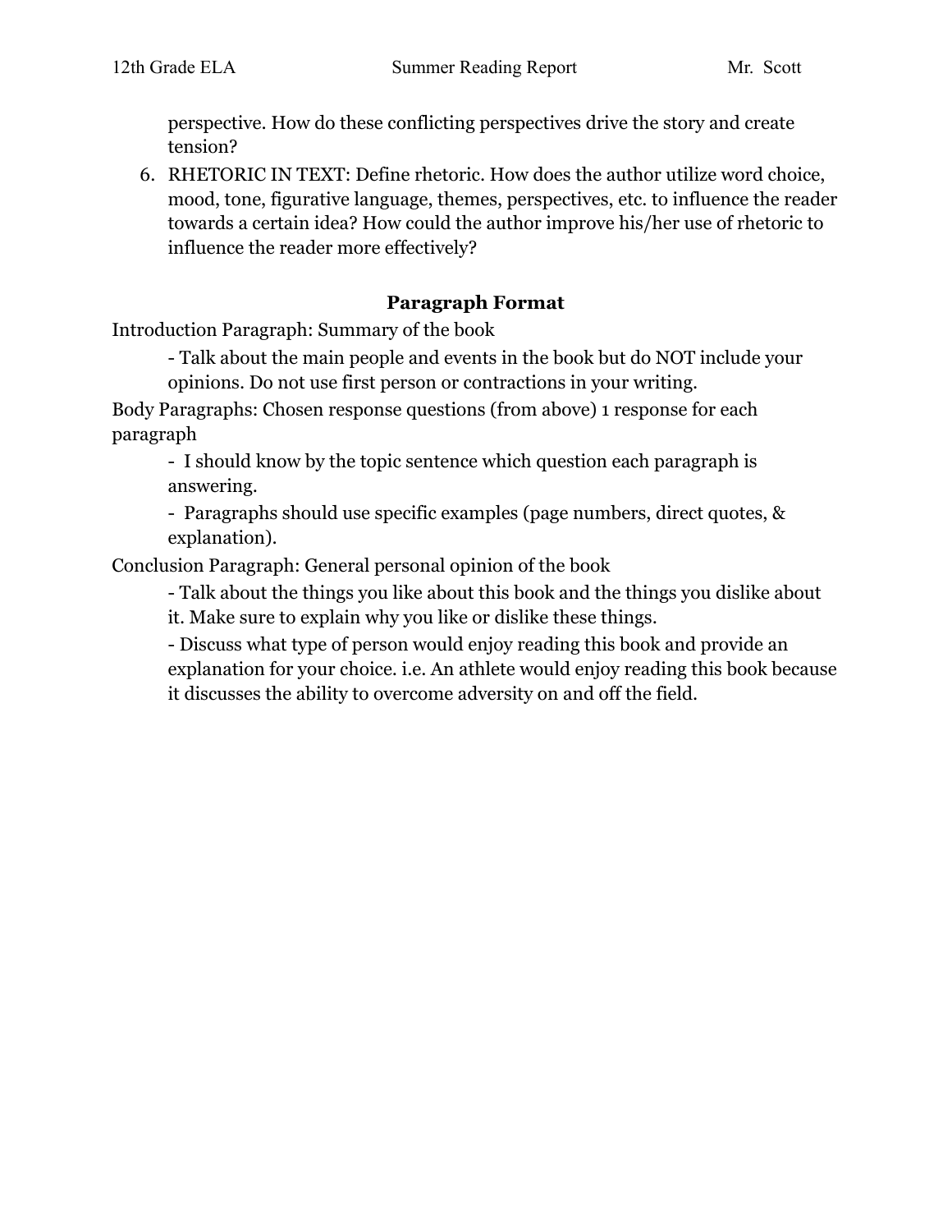perspective. How do these conflicting perspectives drive the story and create tension?

6. RHETORIC IN TEXT: Define rhetoric. How does the author utilize word choice, mood, tone, figurative language, themes, perspectives, etc. to influence the reader towards a certain idea? How could the author improve his/her use of rhetoric to influence the reader more effectively?

## Paragraph Format

Introduction Paragraph: Summary of the book

- Talk about the main people and events in the book but do NOT include your opinions. Do not use first person or contractions in your writing.

Body Paragraphs: Chosen response questions (from above) 1 response for each paragraph

- I should know by the topic sentence which question each paragraph is answering.
- Paragraphs should use specific examples (page numbers, direct quotes, & explanation).

Conclusion Paragraph: General personal opinion of the book

- Talk about the things you like about this book and the things you dislike about it. Make sure to explain why you like or dislike these things.
- Discuss what type of person would enjoy reading this book and provide an explanation for your choice. i.e. An athlete would enjoy reading this book because it discusses the ability to overcome adversity on and off the field.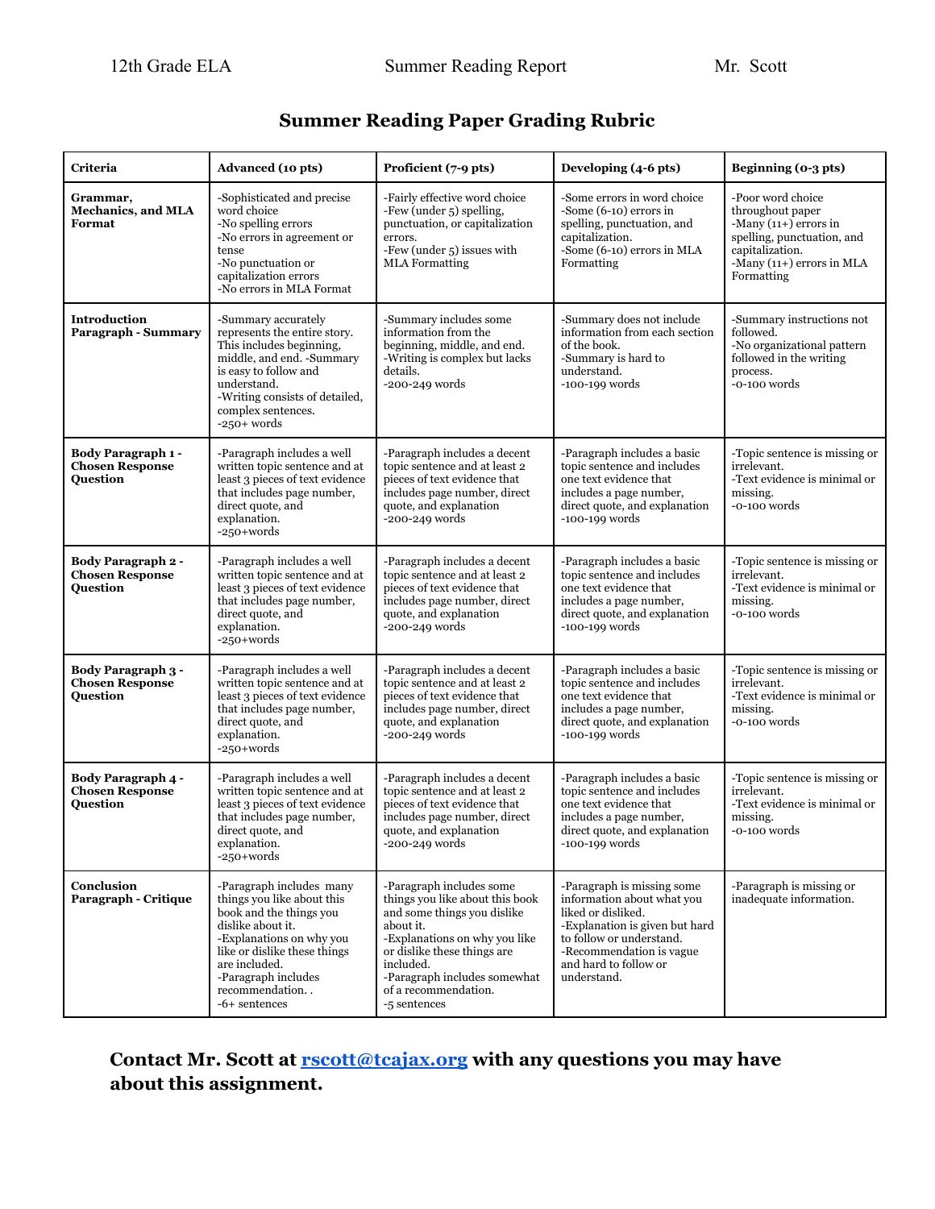12th Grade ELA Summer Reading Report Mr. Scott

## Summer Reading Paper Grading Rubric

| Criteria | Advanced (10 pts) | Proficient (7-9 pts) | Developing (4-6 pts) | Beginning (0-3 pts) |
|---|---|---|---|---|
| **Grammar, Mechanics, and MLA Format** | -Sophisticated and precise word choice<br>-No spelling errors<br>-No errors in agreement or tense<br>-No punctuation or capitalization errors<br>-No errors in MLA Format | -Fairly effective word choice<br>-Few (under 5) spelling, punctuation, or capitalization errors.<br>-Few (under 5) issues with MLA Formatting | -Some errors in word choice<br>-Some (6-10) errors in spelling, punctuation, and capitalization.<br>-Some (6-10) errors in MLA Formatting | -Poor word choice throughout paper<br>-Many (11+) errors in spelling, punctuation, and capitalization.<br>-Many (11+) errors in MLA Formatting |
| **Introduction Paragraph - Summary** | -Summary accurately represents the entire story. This includes beginning, middle, and end. -Summary is easy to follow and understand.<br>-Writing consists of detailed, complex sentences.<br>-250+ words | -Summary includes some information from the beginning, middle, and end.<br>-Writing is complex but lacks details.<br>-200-249 words | -Summary does not include information from each section of the book.<br>-Summary is hard to understand.<br>-100-199 words | -Summary instructions not followed.<br>-No organizational pattern followed in the writing process.<br>-0-100 words |
| **Body Paragraph 1 - Chosen Response Question** | -Paragraph includes a well written topic sentence and at least 3 pieces of text evidence that includes page number, direct quote, and explanation.<br>-250+words | -Paragraph includes a decent topic sentence and at least 2 pieces of text evidence that includes page number, direct quote, and explanation<br>-200-249 words | -Paragraph includes a basic topic sentence and includes one text evidence that includes a page number, direct quote, and explanation<br>-100-199 words | -Topic sentence is missing or irrelevant.<br>-Text evidence is minimal or missing.<br>-0-100 words |
| **Body Paragraph 2 - Chosen Response Question** | -Paragraph includes a well written topic sentence and at least 3 pieces of text evidence that includes page number, direct quote, and explanation.<br>-250+words | -Paragraph includes a decent topic sentence and at least 2 pieces of text evidence that includes page number, direct quote, and explanation<br>-200-249 words | -Paragraph includes a basic topic sentence and includes one text evidence that includes a page number, direct quote, and explanation<br>-100-199 words | -Topic sentence is missing or irrelevant.<br>-Text evidence is minimal or missing.<br>-0-100 words |
| **Body Paragraph 3 - Chosen Response Question** | -Paragraph includes a well written topic sentence and at least 3 pieces of text evidence that includes page number, direct quote, and explanation.<br>-250+words | -Paragraph includes a decent topic sentence and at least 2 pieces of text evidence that includes page number, direct quote, and explanation<br>-200-249 words | -Paragraph includes a basic topic sentence and includes one text evidence that includes a page number, direct quote, and explanation<br>-100-199 words | -Topic sentence is missing or irrelevant.<br>-Text evidence is minimal or missing.<br>-0-100 words |
| **Body Paragraph 4 - Chosen Response Question** | -Paragraph includes a well written topic sentence and at least 3 pieces of text evidence that includes page number, direct quote, and explanation.<br>-250+words | -Paragraph includes a decent topic sentence and at least 2 pieces of text evidence that includes page number, direct quote, and explanation<br>-200-249 words | -Paragraph includes a basic topic sentence and includes one text evidence that includes a page number, direct quote, and explanation<br>-100-199 words | -Topic sentence is missing or irrelevant.<br>-Text evidence is minimal or missing.<br>-0-100 words |
| **Conclusion Paragraph - Critique** | -Paragraph includes many things you like about this book and the things you dislike about it.<br>-Explanations on why you like or dislike these things are included.<br>-Paragraph includes recommendation. .<br>-6+ sentences | -Paragraph includes some things you like about this book and some things you dislike about it.<br>-Explanations on why you like or dislike these things are included.<br>-Paragraph includes somewhat of a recommendation.<br>-5 sentences | -Paragraph is missing some information about what you liked or disliked.<br>-Explanation is given but hard to follow or understand.<br>-Recommendation is vague and hard to follow or understand. | -Paragraph is missing or inadequate information. |

**Contact Mr. Scott at [rscott@tcajax.org](mailto:rscott@tcajax.org) with any questions you may have about this assignment.**